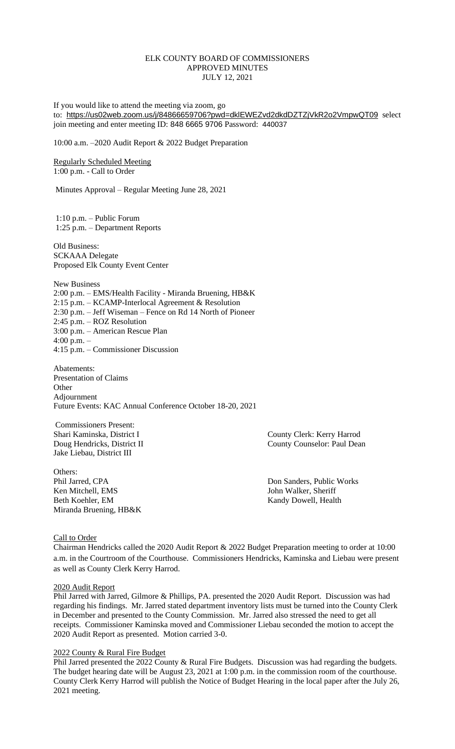# ELK COUNTY BOARD OF COMMISSIONERS
## APPROVED MINUTES
### JULY 12, 2021

If you would like to attend the meeting via zoom, go to: https://us02web.zoom.us/j/84866659706?pwd=dklEWEZvd2dkdDZTZjVkR2o2VmpwQT09 select join meeting and enter meeting ID: 848 6665 9706 Password: 440037

10:00 a.m. –2020 Audit Report & 2022 Budget Preparation

Regularly Scheduled Meeting
1:00 p.m. - Call to Order

Minutes Approval – Regular Meeting June 28, 2021

1:10 p.m. – Public Forum
1:25 p.m. – Department Reports

Old Business:
SCKAAA Delegate
Proposed Elk County Event Center

New Business
2:00 p.m. – EMS/Health Facility - Miranda Bruening, HB&K
2:15 p.m. – KCAMP-Interlocal Agreement & Resolution
2:30 p.m. – Jeff Wiseman – Fence on Rd 14 North of Pioneer
2:45 p.m. – ROZ Resolution
3:00 p.m. – American Rescue Plan
4:00 p.m. –
4:15 p.m. – Commissioner Discussion

Abatements:
Presentation of Claims
Other
Adjournment
Future Events: KAC Annual Conference October 18-20, 2021

Commissioners Present:
Shari Kaminska, District I
Doug Hendricks, District II
Jake Liebau, District III

County Clerk: Kerry Harrod
County Counselor: Paul Dean

Others:
Phil Jarred, CPA
Ken Mitchell, EMS
Beth Koehler, EM
Miranda Bruening, HB&K

Don Sanders, Public Works
John Walker, Sheriff
Kandy Dowell, Health

Call to Order

Chairman Hendricks called the 2020 Audit Report & 2022 Budget Preparation meeting to order at 10:00 a.m. in the Courtroom of the Courthouse. Commissioners Hendricks, Kaminska and Liebau were present as well as County Clerk Kerry Harrod.

2020 Audit Report

Phil Jarred with Jarred, Gilmore & Phillips, PA. presented the 2020 Audit Report. Discussion was had regarding his findings. Mr. Jarred stated department inventory lists must be turned into the County Clerk in December and presented to the County Commission. Mr. Jarred also stressed the need to get all receipts. Commissioner Kaminska moved and Commissioner Liebau seconded the motion to accept the 2020 Audit Report as presented. Motion carried 3-0.

2022 County & Rural Fire Budget

Phil Jarred presented the 2022 County & Rural Fire Budgets. Discussion was had regarding the budgets. The budget hearing date will be August 23, 2021 at 1:00 p.m. in the commission room of the courthouse. County Clerk Kerry Harrod will publish the Notice of Budget Hearing in the local paper after the July 26, 2021 meeting.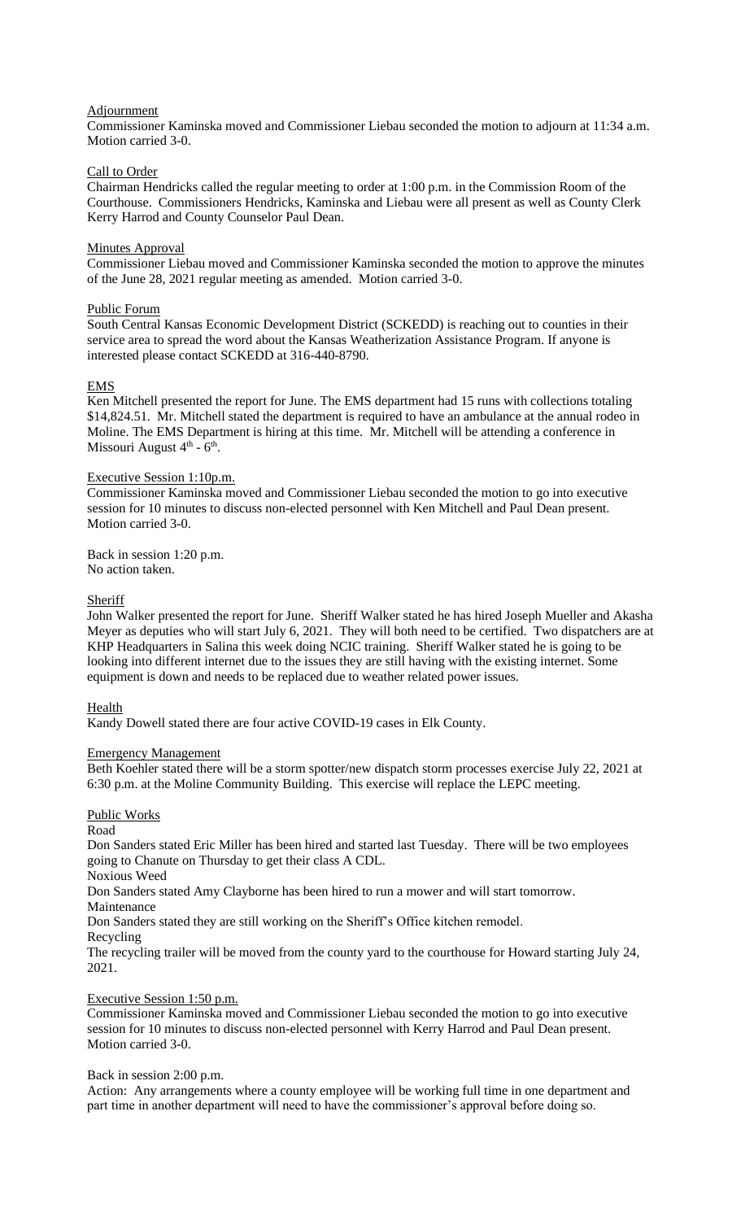Adjournment

Commissioner Kaminska moved and Commissioner Liebau seconded the motion to adjourn at 11:34 a.m. Motion carried 3-0.

Call to Order

Chairman Hendricks called the regular meeting to order at 1:00 p.m. in the Commission Room of the Courthouse. Commissioners Hendricks, Kaminska and Liebau were all present as well as County Clerk Kerry Harrod and County Counselor Paul Dean.

Minutes Approval

Commissioner Liebau moved and Commissioner Kaminska seconded the motion to approve the minutes of the June 28, 2021 regular meeting as amended. Motion carried 3-0.

Public Forum

South Central Kansas Economic Development District (SCKEDD) is reaching out to counties in their service area to spread the word about the Kansas Weatherization Assistance Program. If anyone is interested please contact SCKEDD at 316-440-8790.

EMS

Ken Mitchell presented the report for June. The EMS department had 15 runs with collections totaling $14,824.51. Mr. Mitchell stated the department is required to have an ambulance at the annual rodeo in Moline. The EMS Department is hiring at this time. Mr. Mitchell will be attending a conference in Missouri August 4th - 6th.

Executive Session 1:10p.m.

Commissioner Kaminska moved and Commissioner Liebau seconded the motion to go into executive session for 10 minutes to discuss non-elected personnel with Ken Mitchell and Paul Dean present. Motion carried 3-0.

Back in session 1:20 p.m.
No action taken.

Sheriff

John Walker presented the report for June. Sheriff Walker stated he has hired Joseph Mueller and Akasha Meyer as deputies who will start July 6, 2021. They will both need to be certified. Two dispatchers are at KHP Headquarters in Salina this week doing NCIC training. Sheriff Walker stated he is going to be looking into different internet due to the issues they are still having with the existing internet. Some equipment is down and needs to be replaced due to weather related power issues.

Health

Kandy Dowell stated there are four active COVID-19 cases in Elk County.

Emergency Management

Beth Koehler stated there will be a storm spotter/new dispatch storm processes exercise July 22, 2021 at 6:30 p.m. at the Moline Community Building. This exercise will replace the LEPC meeting.

Public Works

Road

Don Sanders stated Eric Miller has been hired and started last Tuesday. There will be two employees going to Chanute on Thursday to get their class A CDL.

Noxious Weed

Don Sanders stated Amy Clayborne has been hired to run a mower and will start tomorrow.

Maintenance

Don Sanders stated they are still working on the Sheriff's Office kitchen remodel.

Recycling

The recycling trailer will be moved from the county yard to the courthouse for Howard starting July 24, 2021.

Executive Session 1:50 p.m.

Commissioner Kaminska moved and Commissioner Liebau seconded the motion to go into executive session for 10 minutes to discuss non-elected personnel with Kerry Harrod and Paul Dean present. Motion carried 3-0.

Back in session 2:00 p.m.

Action: Any arrangements where a county employee will be working full time in one department and part time in another department will need to have the commissioner's approval before doing so.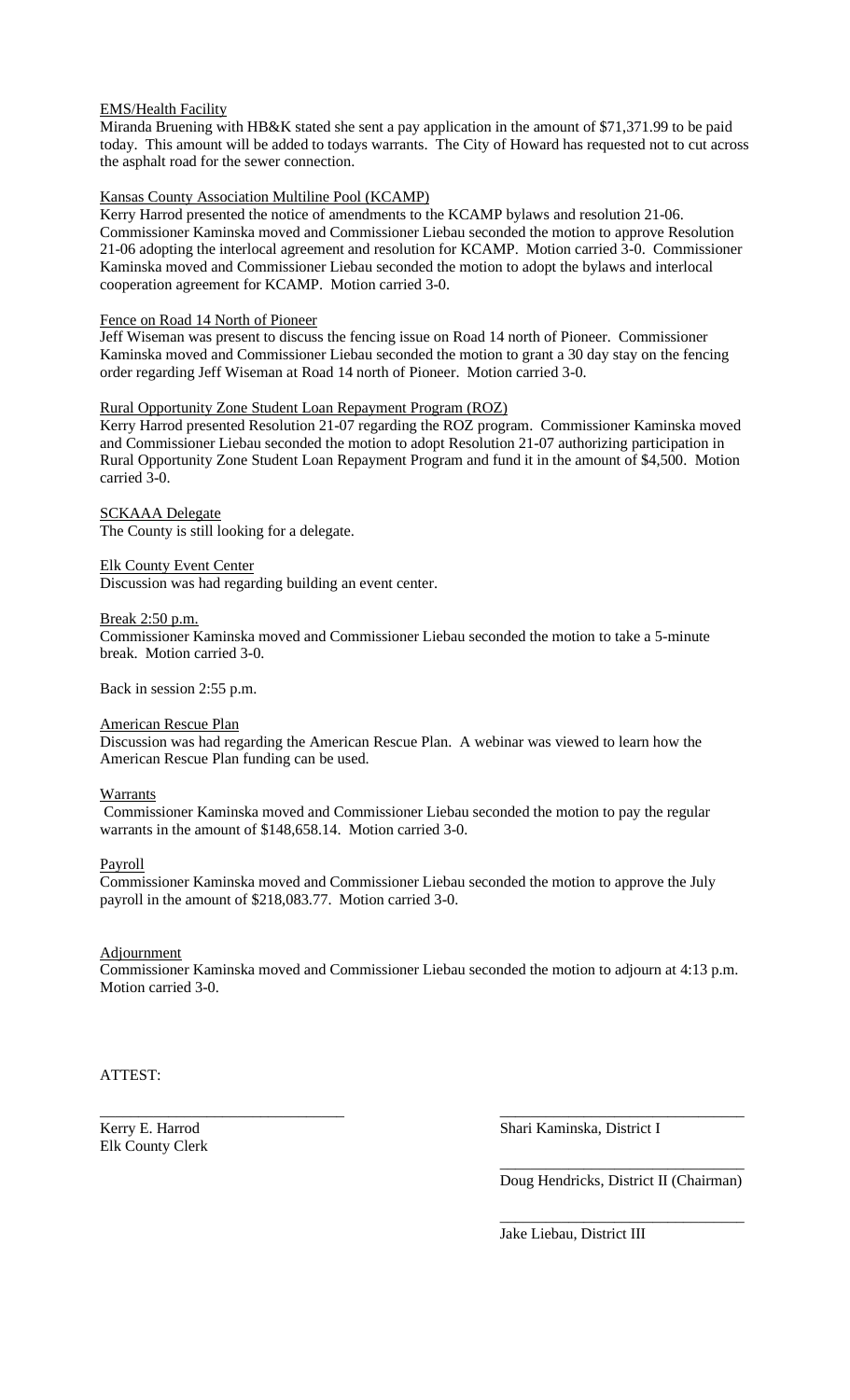EMS/Health Facility

Miranda Bruening with HB&K stated she sent a pay application in the amount of $71,371.99 to be paid today. This amount will be added to todays warrants. The City of Howard has requested not to cut across the asphalt road for the sewer connection.

Kansas County Association Multiline Pool (KCAMP)

Kerry Harrod presented the notice of amendments to the KCAMP bylaws and resolution 21-06. Commissioner Kaminska moved and Commissioner Liebau seconded the motion to approve Resolution 21-06 adopting the interlocal agreement and resolution for KCAMP. Motion carried 3-0. Commissioner Kaminska moved and Commissioner Liebau seconded the motion to adopt the bylaws and interlocal cooperation agreement for KCAMP. Motion carried 3-0.

Fence on Road 14 North of Pioneer

Jeff Wiseman was present to discuss the fencing issue on Road 14 north of Pioneer. Commissioner Kaminska moved and Commissioner Liebau seconded the motion to grant a 30 day stay on the fencing order regarding Jeff Wiseman at Road 14 north of Pioneer. Motion carried 3-0.

Rural Opportunity Zone Student Loan Repayment Program (ROZ)

Kerry Harrod presented Resolution 21-07 regarding the ROZ program. Commissioner Kaminska moved and Commissioner Liebau seconded the motion to adopt Resolution 21-07 authorizing participation in Rural Opportunity Zone Student Loan Repayment Program and fund it in the amount of $4,500. Motion carried 3-0.

SCKAAA Delegate

The County is still looking for a delegate.

Elk County Event Center

Discussion was had regarding building an event center.

Break 2:50 p.m.

Commissioner Kaminska moved and Commissioner Liebau seconded the motion to take a 5-minute break. Motion carried 3-0.

Back in session 2:55 p.m.

American Rescue Plan

Discussion was had regarding the American Rescue Plan. A webinar was viewed to learn how the American Rescue Plan funding can be used.

Warrants

Commissioner Kaminska moved and Commissioner Liebau seconded the motion to pay the regular warrants in the amount of $148,658.14. Motion carried 3-0.

Payroll

Commissioner Kaminska moved and Commissioner Liebau seconded the motion to approve the July payroll in the amount of $218,083.77. Motion carried 3-0.

Adjournment

Commissioner Kaminska moved and Commissioner Liebau seconded the motion to adjourn at 4:13 p.m. Motion carried 3-0.

ATTEST:

\_\_\_\_\_\_\_\_\_\_\_\_\_\_\_\_\_\_\_\_\_\_\_\_\_\_\_\_\_\_\_\_
Kerry E. Harrod
Elk County Clerk

\_\_\_\_\_\_\_\_\_\_\_\_\_\_\_\_\_\_\_\_\_\_\_\_\_\_\_\_\_\_\_\_
Shari Kaminska, District I

\_\_\_\_\_\_\_\_\_\_\_\_\_\_\_\_\_\_\_\_\_\_\_\_\_\_\_\_\_\_\_\_
Doug Hendricks, District II (Chairman)

\_\_\_\_\_\_\_\_\_\_\_\_\_\_\_\_\_\_\_\_\_\_\_\_\_\_\_\_\_\_\_\_
Jake Liebau, District III